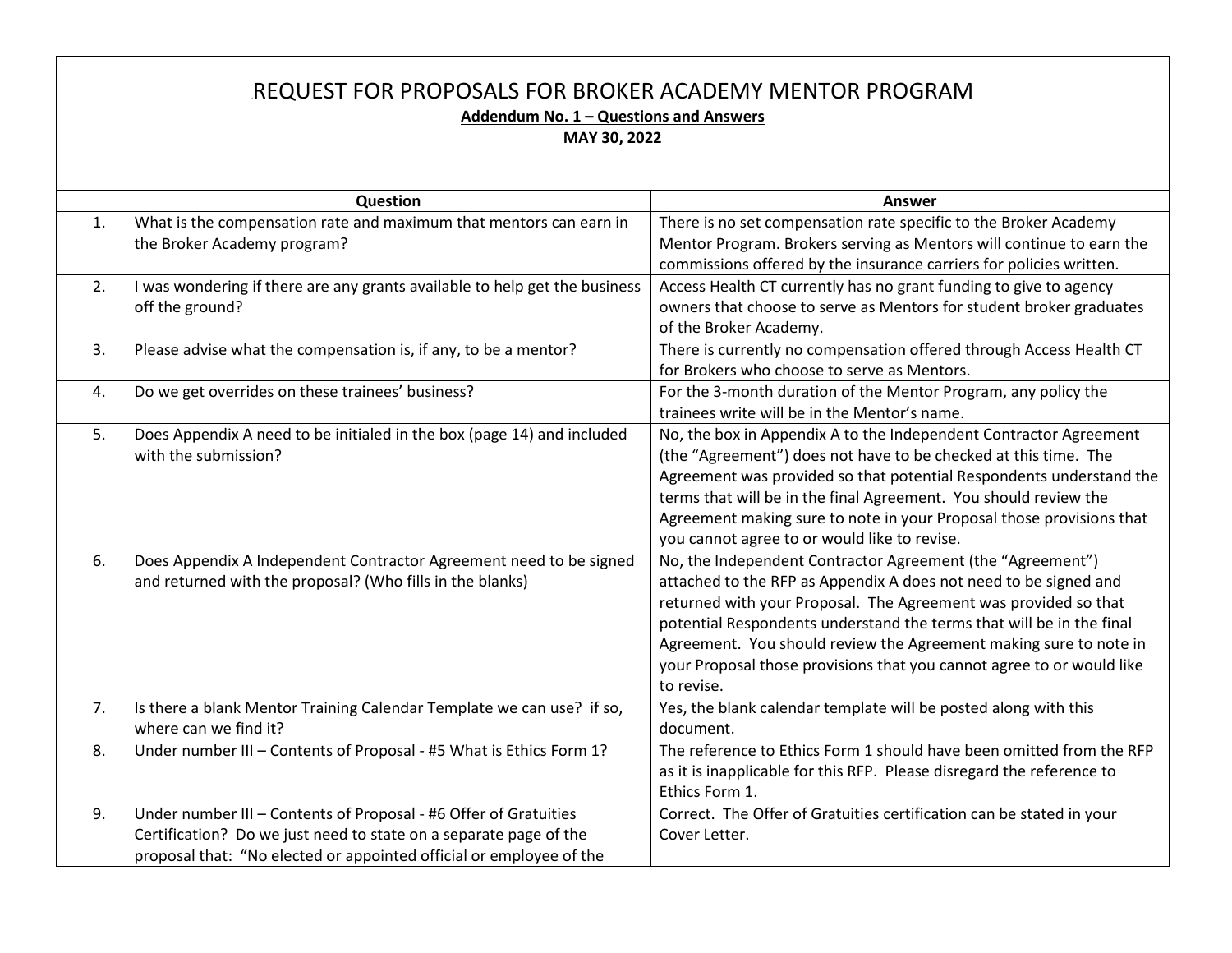# REQUEST FOR PROPOSALS FOR BROKER ACADEMY MENTOR PROGRAM

**Addendum No. 1 – Questions and Answers**

**MAY 30, 2022**

| | Question | Answer |
|---|---|---|
| 1. | What is the compensation rate and maximum that mentors can earn in the Broker Academy program? | There is no set compensation rate specific to the Broker Academy Mentor Program. Brokers serving as Mentors will continue to earn the commissions offered by the insurance carriers for policies written. |
| 2. | I was wondering if there are any grants available to help get the business off the ground? | Access Health CT currently has no grant funding to give to agency owners that choose to serve as Mentors for student broker graduates of the Broker Academy. |
| 3. | Please advise what the compensation is, if any, to be a mentor? | There is currently no compensation offered through Access Health CT for Brokers who choose to serve as Mentors. |
| 4. | Do we get overrides on these trainees' business? | For the 3-month duration of the Mentor Program, any policy the trainees write will be in the Mentor's name. |
| 5. | Does Appendix A need to be initialed in the box (page 14) and included with the submission? | No, the box in Appendix A to the Independent Contractor Agreement (the "Agreement") does not have to be checked at this time. The Agreement was provided so that potential Respondents understand the terms that will be in the final Agreement. You should review the Agreement making sure to note in your Proposal those provisions that you cannot agree to or would like to revise. |
| 6. | Does Appendix A Independent Contractor Agreement need to be signed and returned with the proposal? (Who fills in the blanks) | No, the Independent Contractor Agreement (the "Agreement") attached to the RFP as Appendix A does not need to be signed and returned with your Proposal. The Agreement was provided so that potential Respondents understand the terms that will be in the final Agreement. You should review the Agreement making sure to note in your Proposal those provisions that you cannot agree to or would like to revise. |
| 7. | Is there a blank Mentor Training Calendar Template we can use? if so, where can we find it? | Yes, the blank calendar template will be posted along with this document. |
| 8. | Under number III – Contents of Proposal - #5 What is Ethics Form 1? | The reference to Ethics Form 1 should have been omitted from the RFP as it is inapplicable for this RFP. Please disregard the reference to Ethics Form 1. |
| 9. | Under number III – Contents of Proposal - #6 Offer of Gratuities Certification? Do we just need to state on a separate page of the proposal that: "No elected or appointed official or employee of the | Correct. The Offer of Gratuities certification can be stated in your Cover Letter. |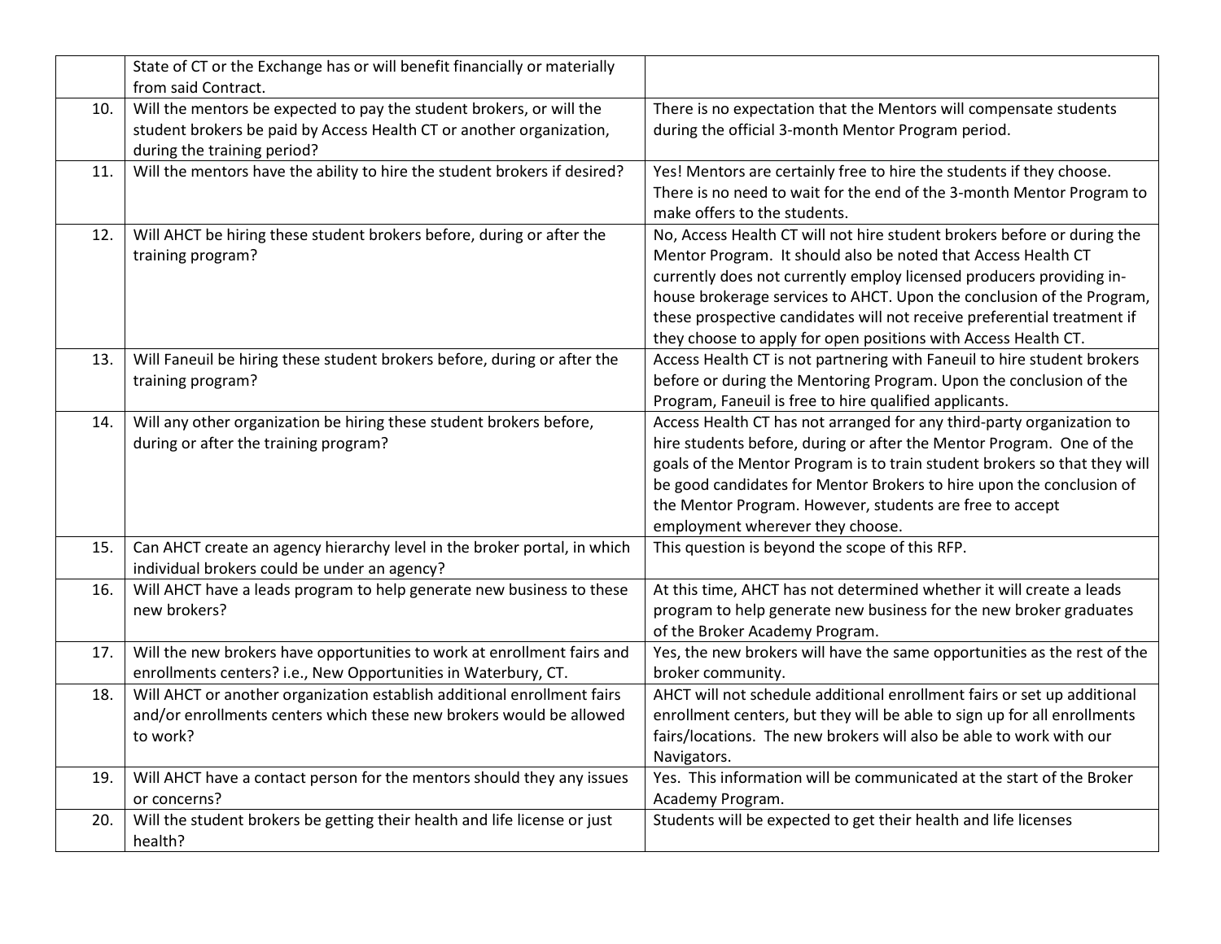|  |  |  |
|---|---|---|
|  | State of CT or the Exchange has or will benefit financially or materially from said Contract. |  |
| 10. | Will the mentors be expected to pay the student brokers, or will the student brokers be paid by Access Health CT or another organization, during the training period? | There is no expectation that the Mentors will compensate students during the official 3-month Mentor Program period. |
| 11. | Will the mentors have the ability to hire the student brokers if desired? | Yes! Mentors are certainly free to hire the students if they choose. There is no need to wait for the end of the 3-month Mentor Program to make offers to the students. |
| 12. | Will AHCT be hiring these student brokers before, during or after the training program? | No, Access Health CT will not hire student brokers before or during the Mentor Program. It should also be noted that Access Health CT currently does not currently employ licensed producers providing in-house brokerage services to AHCT. Upon the conclusion of the Program, these prospective candidates will not receive preferential treatment if they choose to apply for open positions with Access Health CT. |
| 13. | Will Faneuil be hiring these student brokers before, during or after the training program? | Access Health CT is not partnering with Faneuil to hire student brokers before or during the Mentoring Program. Upon the conclusion of the Program, Faneuil is free to hire qualified applicants. |
| 14. | Will any other organization be hiring these student brokers before, during or after the training program? | Access Health CT has not arranged for any third-party organization to hire students before, during or after the Mentor Program. One of the goals of the Mentor Program is to train student brokers so that they will be good candidates for Mentor Brokers to hire upon the conclusion of the Mentor Program. However, students are free to accept employment wherever they choose. |
| 15. | Can AHCT create an agency hierarchy level in the broker portal, in which individual brokers could be under an agency? | This question is beyond the scope of this RFP. |
| 16. | Will AHCT have a leads program to help generate new business to these new brokers? | At this time, AHCT has not determined whether it will create a leads program to help generate new business for the new broker graduates of the Broker Academy Program. |
| 17. | Will the new brokers have opportunities to work at enrollment fairs and enrollments centers? i.e., New Opportunities in Waterbury, CT. | Yes, the new brokers will have the same opportunities as the rest of the broker community. |
| 18. | Will AHCT or another organization establish additional enrollment fairs and/or enrollments centers which these new brokers would be allowed to work? | AHCT will not schedule additional enrollment fairs or set up additional enrollment centers, but they will be able to sign up for all enrollments fairs/locations. The new brokers will also be able to work with our Navigators. |
| 19. | Will AHCT have a contact person for the mentors should they any issues or concerns? | Yes. This information will be communicated at the start of the Broker Academy Program. |
| 20. | Will the student brokers be getting their health and life license or just health? | Students will be expected to get their health and life licenses |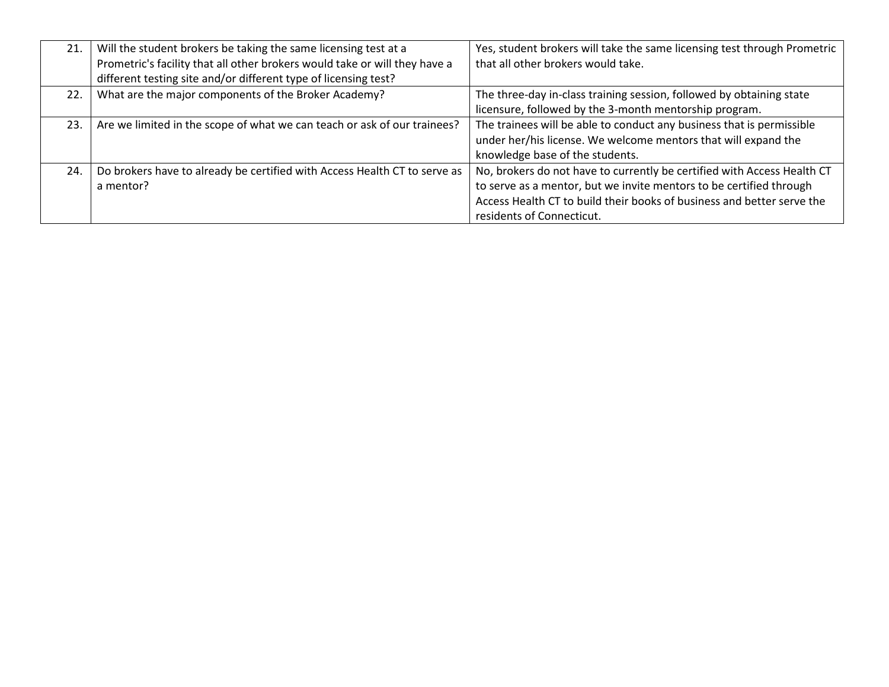| | | |
|---|---|---|
| 21. | Will the student brokers be taking the same licensing test at a Prometric's facility that all other brokers would take or will they have a different testing site and/or different type of licensing test? | Yes, student brokers will take the same licensing test through Prometric that all other brokers would take. |
| 22. | What are the major components of the Broker Academy? | The three-day in-class training session, followed by obtaining state licensure, followed by the 3-month mentorship program. |
| 23. | Are we limited in the scope of what we can teach or ask of our trainees? | The trainees will be able to conduct any business that is permissible under her/his license. We welcome mentors that will expand the knowledge base of the students. |
| 24. | Do brokers have to already be certified with Access Health CT to serve as a mentor? | No, brokers do not have to currently be certified with Access Health CT to serve as a mentor, but we invite mentors to be certified through Access Health CT to build their books of business and better serve the residents of Connecticut. |